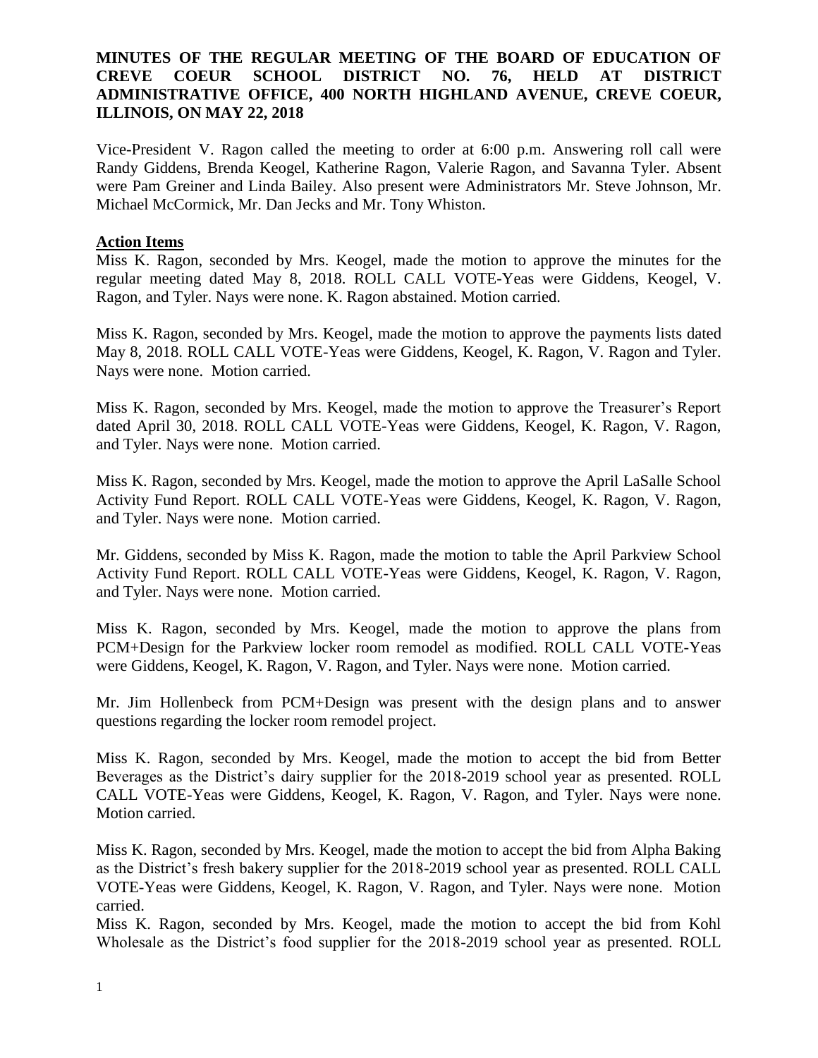**MINUTES OF THE REGULAR MEETING OF THE BOARD OF EDUCATION OF CREVE COEUR SCHOOL DISTRICT NO. 76, HELD AT DISTRICT ADMINISTRATIVE OFFICE, 400 NORTH HIGHLAND AVENUE, CREVE COEUR, ILLINOIS, ON MAY 22, 2018**

Vice-President V. Ragon called the meeting to order at 6:00 p.m. Answering roll call were Randy Giddens, Brenda Keogel, Katherine Ragon, Valerie Ragon, and Savanna Tyler. Absent were Pam Greiner and Linda Bailey. Also present were Administrators Mr. Steve Johnson, Mr. Michael McCormick, Mr. Dan Jecks and Mr. Tony Whiston.

**Action Items**

Miss K. Ragon, seconded by Mrs. Keogel, made the motion to approve the minutes for the regular meeting dated May 8, 2018. ROLL CALL VOTE-Yeas were Giddens, Keogel, V. Ragon, and Tyler. Nays were none. K. Ragon abstained. Motion carried.

Miss K. Ragon, seconded by Mrs. Keogel, made the motion to approve the payments lists dated May 8, 2018. ROLL CALL VOTE-Yeas were Giddens, Keogel, K. Ragon, V. Ragon and Tyler. Nays were none. Motion carried.

Miss K. Ragon, seconded by Mrs. Keogel, made the motion to approve the Treasurer's Report dated April 30, 2018. ROLL CALL VOTE-Yeas were Giddens, Keogel, K. Ragon, V. Ragon, and Tyler. Nays were none. Motion carried.

Miss K. Ragon, seconded by Mrs. Keogel, made the motion to approve the April LaSalle School Activity Fund Report. ROLL CALL VOTE-Yeas were Giddens, Keogel, K. Ragon, V. Ragon, and Tyler. Nays were none. Motion carried.

Mr. Giddens, seconded by Miss K. Ragon, made the motion to table the April Parkview School Activity Fund Report. ROLL CALL VOTE-Yeas were Giddens, Keogel, K. Ragon, V. Ragon, and Tyler. Nays were none. Motion carried.

Miss K. Ragon, seconded by Mrs. Keogel, made the motion to approve the plans from PCM+Design for the Parkview locker room remodel as modified. ROLL CALL VOTE-Yeas were Giddens, Keogel, K. Ragon, V. Ragon, and Tyler. Nays were none. Motion carried.

Mr. Jim Hollenbeck from PCM+Design was present with the design plans and to answer questions regarding the locker room remodel project.

Miss K. Ragon, seconded by Mrs. Keogel, made the motion to accept the bid from Better Beverages as the District's dairy supplier for the 2018-2019 school year as presented. ROLL CALL VOTE-Yeas were Giddens, Keogel, K. Ragon, V. Ragon, and Tyler. Nays were none. Motion carried.

Miss K. Ragon, seconded by Mrs. Keogel, made the motion to accept the bid from Alpha Baking as the District's fresh bakery supplier for the 2018-2019 school year as presented. ROLL CALL VOTE-Yeas were Giddens, Keogel, K. Ragon, V. Ragon, and Tyler. Nays were none. Motion carried.

Miss K. Ragon, seconded by Mrs. Keogel, made the motion to accept the bid from Kohl Wholesale as the District's food supplier for the 2018-2019 school year as presented. ROLL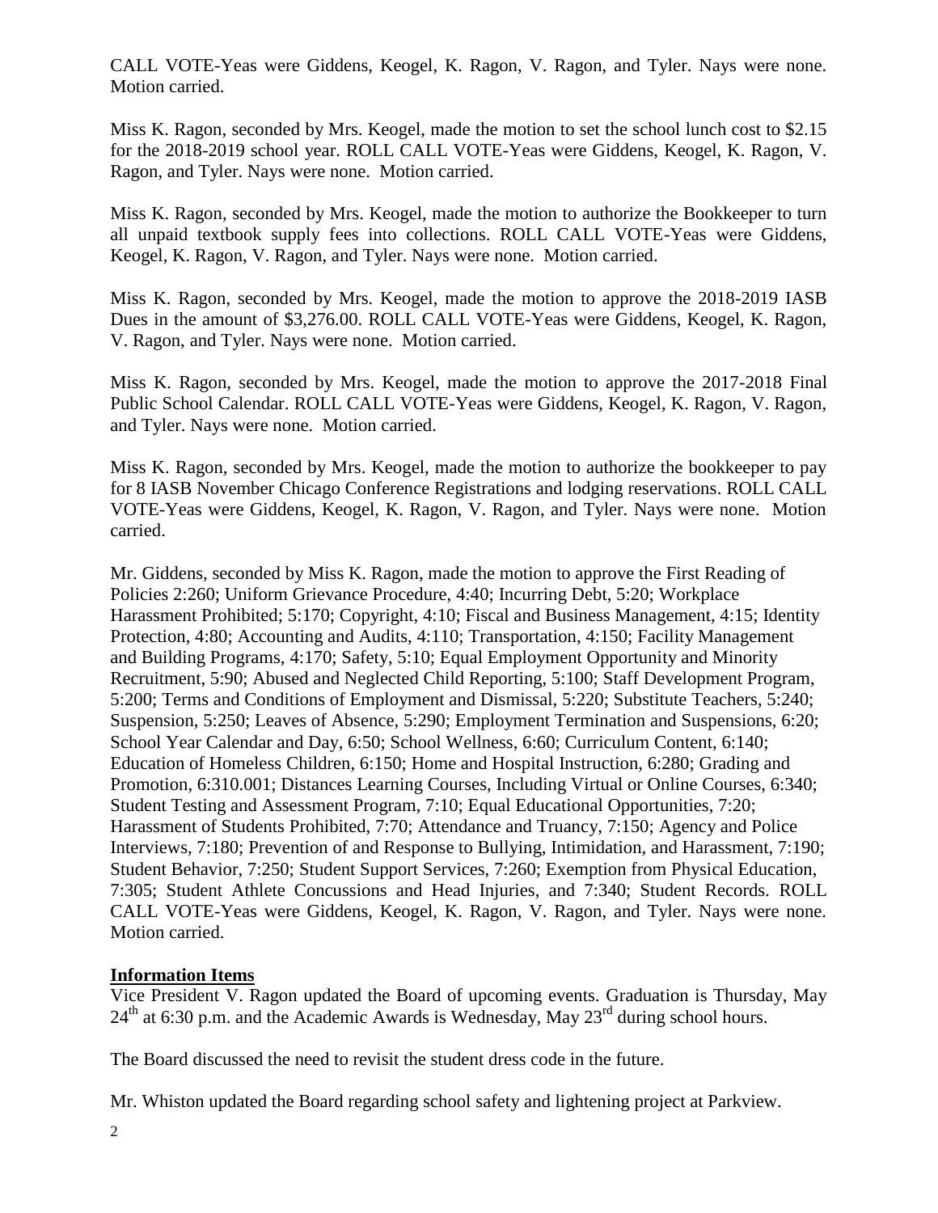CALL VOTE-Yeas were Giddens, Keogel, K. Ragon, V. Ragon, and Tyler. Nays were none. Motion carried.

Miss K. Ragon, seconded by Mrs. Keogel, made the motion to set the school lunch cost to $2.15 for the 2018-2019 school year. ROLL CALL VOTE-Yeas were Giddens, Keogel, K. Ragon, V. Ragon, and Tyler. Nays were none. Motion carried.

Miss K. Ragon, seconded by Mrs. Keogel, made the motion to authorize the Bookkeeper to turn all unpaid textbook supply fees into collections. ROLL CALL VOTE-Yeas were Giddens, Keogel, K. Ragon, V. Ragon, and Tyler. Nays were none. Motion carried.

Miss K. Ragon, seconded by Mrs. Keogel, made the motion to approve the 2018-2019 IASB Dues in the amount of $3,276.00. ROLL CALL VOTE-Yeas were Giddens, Keogel, K. Ragon, V. Ragon, and Tyler. Nays were none. Motion carried.

Miss K. Ragon, seconded by Mrs. Keogel, made the motion to approve the 2017-2018 Final Public School Calendar. ROLL CALL VOTE-Yeas were Giddens, Keogel, K. Ragon, V. Ragon, and Tyler. Nays were none. Motion carried.

Miss K. Ragon, seconded by Mrs. Keogel, made the motion to authorize the bookkeeper to pay for 8 IASB November Chicago Conference Registrations and lodging reservations. ROLL CALL VOTE-Yeas were Giddens, Keogel, K. Ragon, V. Ragon, and Tyler. Nays were none. Motion carried.

Mr. Giddens, seconded by Miss K. Ragon, made the motion to approve the First Reading of Policies 2:260; Uniform Grievance Procedure, 4:40; Incurring Debt, 5:20; Workplace Harassment Prohibited; 5:170; Copyright, 4:10; Fiscal and Business Management, 4:15; Identity Protection, 4:80; Accounting and Audits, 4:110; Transportation, 4:150; Facility Management and Building Programs, 4:170; Safety, 5:10; Equal Employment Opportunity and Minority Recruitment, 5:90; Abused and Neglected Child Reporting, 5:100; Staff Development Program, 5:200; Terms and Conditions of Employment and Dismissal, 5:220; Substitute Teachers, 5:240; Suspension, 5:250; Leaves of Absence, 5:290; Employment Termination and Suspensions, 6:20; School Year Calendar and Day, 6:50; School Wellness, 6:60; Curriculum Content, 6:140; Education of Homeless Children, 6:150; Home and Hospital Instruction, 6:280; Grading and Promotion, 6:310.001; Distances Learning Courses, Including Virtual or Online Courses, 6:340; Student Testing and Assessment Program, 7:10; Equal Educational Opportunities, 7:20; Harassment of Students Prohibited, 7:70; Attendance and Truancy, 7:150; Agency and Police Interviews, 7:180; Prevention of and Response to Bullying, Intimidation, and Harassment, 7:190; Student Behavior, 7:250; Student Support Services, 7:260; Exemption from Physical Education, 7:305; Student Athlete Concussions and Head Injuries, and 7:340; Student Records. ROLL CALL VOTE-Yeas were Giddens, Keogel, K. Ragon, V. Ragon, and Tyler. Nays were none. Motion carried.

**Information Items**

Vice President V. Ragon updated the Board of upcoming events. Graduation is Thursday, May 24th at 6:30 p.m. and the Academic Awards is Wednesday, May 23rd during school hours.

The Board discussed the need to revisit the student dress code in the future.

Mr. Whiston updated the Board regarding school safety and lightening project at Parkview.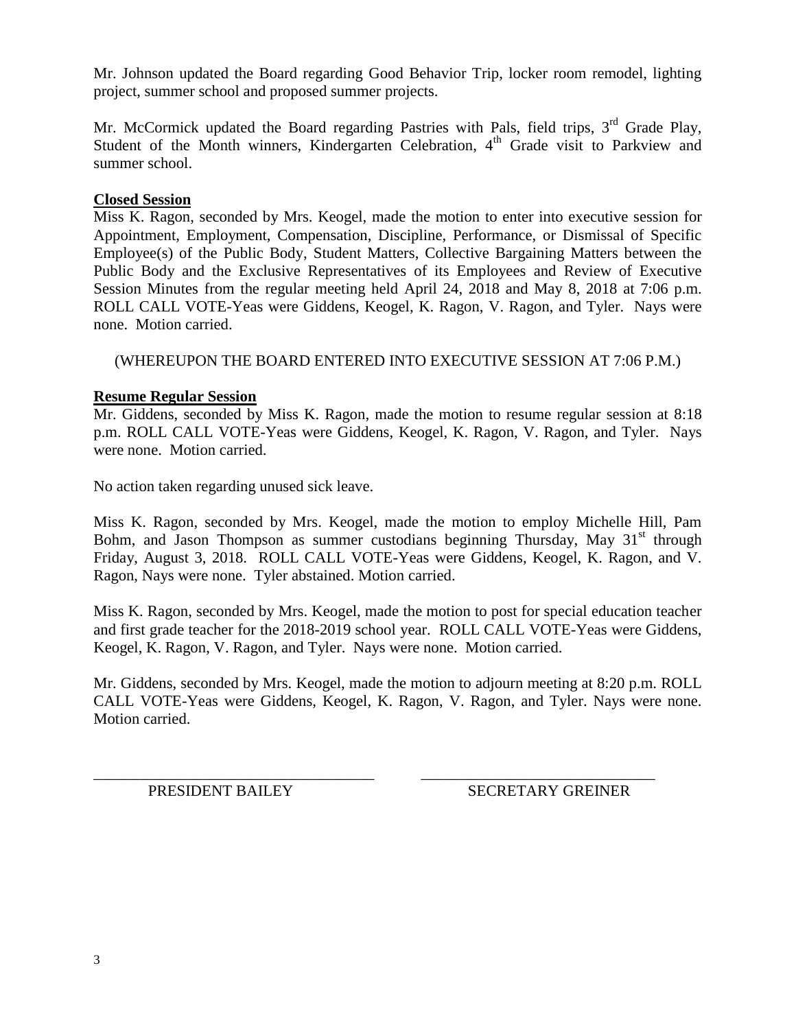Mr. Johnson updated the Board regarding Good Behavior Trip, locker room remodel, lighting project, summer school and proposed summer projects.

Mr. McCormick updated the Board regarding Pastries with Pals, field trips, 3rd Grade Play, Student of the Month winners, Kindergarten Celebration, 4th Grade visit to Parkview and summer school.

**Closed Session**

Miss K. Ragon, seconded by Mrs. Keogel, made the motion to enter into executive session for Appointment, Employment, Compensation, Discipline, Performance, or Dismissal of Specific Employee(s) of the Public Body, Student Matters, Collective Bargaining Matters between the Public Body and the Exclusive Representatives of its Employees and Review of Executive Session Minutes from the regular meeting held April 24, 2018 and May 8, 2018 at 7:06 p.m. ROLL CALL VOTE-Yeas were Giddens, Keogel, K. Ragon, V. Ragon, and Tyler. Nays were none. Motion carried.

(WHEREUPON THE BOARD ENTERED INTO EXECUTIVE SESSION AT 7:06 P.M.)

**Resume Regular Session**

Mr. Giddens, seconded by Miss K. Ragon, made the motion to resume regular session at 8:18 p.m. ROLL CALL VOTE-Yeas were Giddens, Keogel, K. Ragon, V. Ragon, and Tyler. Nays were none. Motion carried.

No action taken regarding unused sick leave.

Miss K. Ragon, seconded by Mrs. Keogel, made the motion to employ Michelle Hill, Pam Bohm, and Jason Thompson as summer custodians beginning Thursday, May 31st through Friday, August 3, 2018. ROLL CALL VOTE-Yeas were Giddens, Keogel, K. Ragon, and V. Ragon, Nays were none. Tyler abstained. Motion carried.

Miss K. Ragon, seconded by Mrs. Keogel, made the motion to post for special education teacher and first grade teacher for the 2018-2019 school year. ROLL CALL VOTE-Yeas were Giddens, Keogel, K. Ragon, V. Ragon, and Tyler. Nays were none. Motion carried.

Mr. Giddens, seconded by Mrs. Keogel, made the motion to adjourn meeting at 8:20 p.m. ROLL CALL VOTE-Yeas were Giddens, Keogel, K. Ragon, V. Ragon, and Tyler. Nays were none. Motion carried.

\_\_\_\_\_\_\_\_\_\_\_\_\_\_\_\_\_\_\_\_\_\_\_\_\_\_\_\_\_\_\_\_\_\_\_\_ PRESIDENT BAILEY

\_\_\_\_\_\_\_\_\_\_\_\_\_\_\_\_\_\_\_\_\_\_\_\_\_\_\_\_\_\_\_\_\_\_\_\_ SECRETARY GREINER